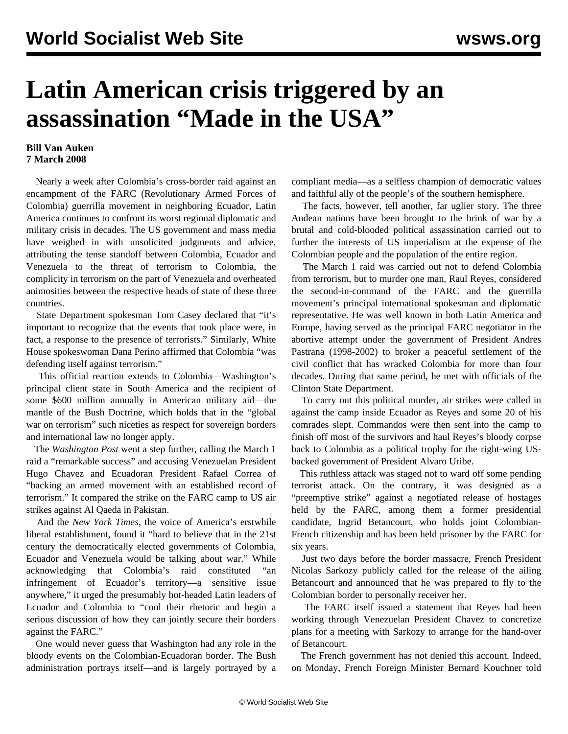# Latin American crisis triggered by an assassination "Made in the USA"

**Bill Van Auken**
**7 March 2008**

Nearly a week after Colombia's cross-border raid against an encampment of the FARC (Revolutionary Armed Forces of Colombia) guerrilla movement in neighboring Ecuador, Latin America continues to confront its worst regional diplomatic and military crisis in decades. The US government and mass media have weighed in with unsolicited judgments and advice, attributing the tense standoff between Colombia, Ecuador and Venezuela to the threat of terrorism to Colombia, the complicity in terrorism on the part of Venezuela and overheated animosities between the respective heads of state of these three countries.

State Department spokesman Tom Casey declared that "it's important to recognize that the events that took place were, in fact, a response to the presence of terrorists." Similarly, White House spokeswoman Dana Perino affirmed that Colombia "was defending itself against terrorism."

This official reaction extends to Colombia—Washington's principal client state in South America and the recipient of some $600 million annually in American military aid—the mantle of the Bush Doctrine, which holds that in the "global war on terrorism" such niceties as respect for sovereign borders and international law no longer apply.

The *Washington Post* went a step further, calling the March 1 raid a "remarkable success" and accusing Venezuelan President Hugo Chavez and Ecuadoran President Rafael Correa of "backing an armed movement with an established record of terrorism." It compared the strike on the FARC camp to US air strikes against Al Qaeda in Pakistan.

And the *New York Times*, the voice of America's erstwhile liberal establishment, found it "hard to believe that in the 21st century the democratically elected governments of Colombia, Ecuador and Venezuela would be talking about war." While acknowledging that Colombia's raid constituted "an infringement of Ecuador's territory—a sensitive issue anywhere," it urged the presumably hot-headed Latin leaders of Ecuador and Colombia to "cool their rhetoric and begin a serious discussion of how they can jointly secure their borders against the FARC."

One would never guess that Washington had any role in the bloody events on the Colombian-Ecuadoran border. The Bush administration portrays itself—and is largely portrayed by a compliant media—as a selfless champion of democratic values and faithful ally of the people's of the southern hemisphere.

The facts, however, tell another, far uglier story. The three Andean nations have been brought to the brink of war by a brutal and cold-blooded political assassination carried out to further the interests of US imperialism at the expense of the Colombian people and the population of the entire region.

The March 1 raid was carried out not to defend Colombia from terrorism, but to murder one man, Raul Reyes, considered the second-in-command of the FARC and the guerrilla movement's principal international spokesman and diplomatic representative. He was well known in both Latin America and Europe, having served as the principal FARC negotiator in the abortive attempt under the government of President Andres Pastrana (1998-2002) to broker a peaceful settlement of the civil conflict that has wracked Colombia for more than four decades. During that same period, he met with officials of the Clinton State Department.

To carry out this political murder, air strikes were called in against the camp inside Ecuador as Reyes and some 20 of his comrades slept. Commandos were then sent into the camp to finish off most of the survivors and haul Reyes's bloody corpse back to Colombia as a political trophy for the right-wing US-backed government of President Alvaro Uribe.

This ruthless attack was staged not to ward off some pending terrorist attack. On the contrary, it was designed as a "preemptive strike" against a negotiated release of hostages held by the FARC, among them a former presidential candidate, Ingrid Betancourt, who holds joint Colombian-French citizenship and has been held prisoner by the FARC for six years.

Just two days before the border massacre, French President Nicolas Sarkozy publicly called for the release of the ailing Betancourt and announced that he was prepared to fly to the Colombian border to personally receiver her.

The FARC itself issued a statement that Reyes had been working through Venezuelan President Chavez to concretize plans for a meeting with Sarkozy to arrange for the hand-over of Betancourt.

The French government has not denied this account. Indeed, on Monday, French Foreign Minister Bernard Kouchner told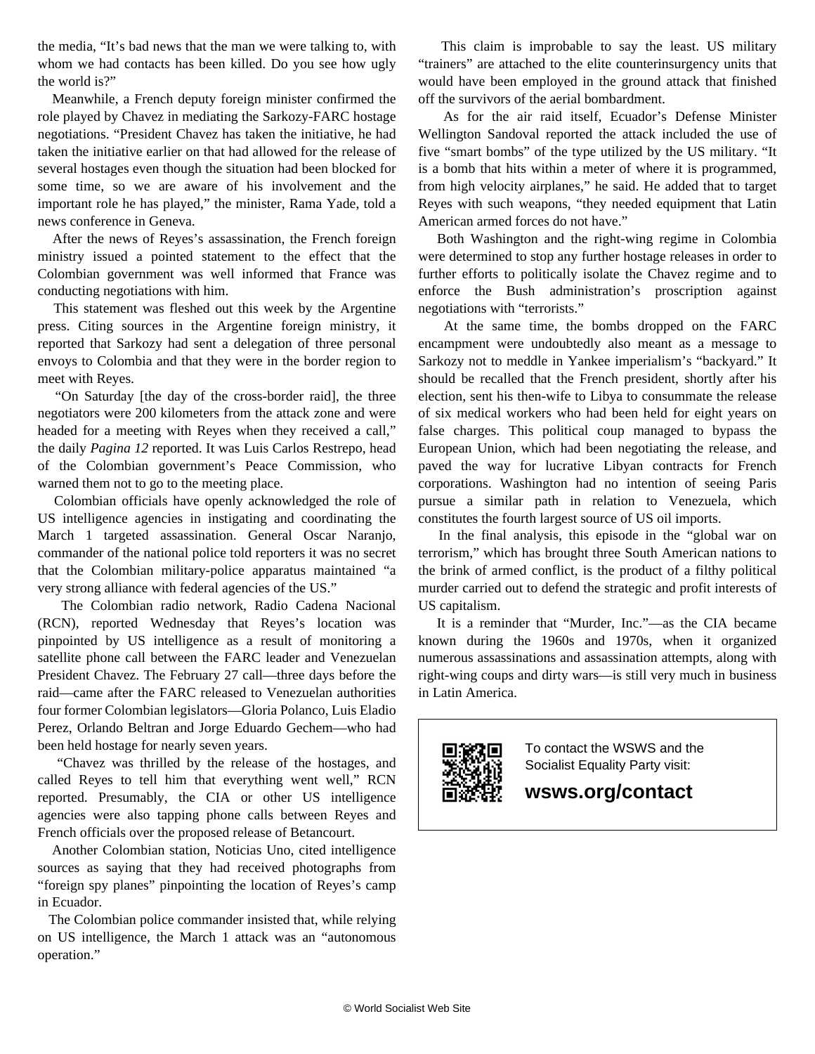the media, "It's bad news that the man we were talking to, with whom we had contacts has been killed. Do you see how ugly the world is?"

Meanwhile, a French deputy foreign minister confirmed the role played by Chavez in mediating the Sarkozy-FARC hostage negotiations. "President Chavez has taken the initiative, he had taken the initiative earlier on that had allowed for the release of several hostages even though the situation had been blocked for some time, so we are aware of his involvement and the important role he has played," the minister, Rama Yade, told a news conference in Geneva.

After the news of Reyes's assassination, the French foreign ministry issued a pointed statement to the effect that the Colombian government was well informed that France was conducting negotiations with him.

This statement was fleshed out this week by the Argentine press. Citing sources in the Argentine foreign ministry, it reported that Sarkozy had sent a delegation of three personal envoys to Colombia and that they were in the border region to meet with Reyes.

"On Saturday [the day of the cross-border raid], the three negotiators were 200 kilometers from the attack zone and were headed for a meeting with Reyes when they received a call," the daily *Pagina 12* reported. It was Luis Carlos Restrepo, head of the Colombian government's Peace Commission, who warned them not to go to the meeting place.

Colombian officials have openly acknowledged the role of US intelligence agencies in instigating and coordinating the March 1 targeted assassination. General Oscar Naranjo, commander of the national police told reporters it was no secret that the Colombian military-police apparatus maintained "a very strong alliance with federal agencies of the US."

The Colombian radio network, Radio Cadena Nacional (RCN), reported Wednesday that Reyes's location was pinpointed by US intelligence as a result of monitoring a satellite phone call between the FARC leader and Venezuelan President Chavez. The February 27 call—three days before the raid—came after the FARC released to Venezuelan authorities four former Colombian legislators—Gloria Polanco, Luis Eladio Perez, Orlando Beltran and Jorge Eduardo Gechem—who had been held hostage for nearly seven years.

"Chavez was thrilled by the release of the hostages, and called Reyes to tell him that everything went well," RCN reported. Presumably, the CIA or other US intelligence agencies were also tapping phone calls between Reyes and French officials over the proposed release of Betancourt.

Another Colombian station, Noticias Uno, cited intelligence sources as saying that they had received photographs from "foreign spy planes" pinpointing the location of Reyes's camp in Ecuador.

The Colombian police commander insisted that, while relying on US intelligence, the March 1 attack was an "autonomous operation."

This claim is improbable to say the least. US military "trainers" are attached to the elite counterinsurgency units that would have been employed in the ground attack that finished off the survivors of the aerial bombardment.

As for the air raid itself, Ecuador's Defense Minister Wellington Sandoval reported the attack included the use of five "smart bombs" of the type utilized by the US military. "It is a bomb that hits within a meter of where it is programmed, from high velocity airplanes," he said. He added that to target Reyes with such weapons, "they needed equipment that Latin American armed forces do not have."

Both Washington and the right-wing regime in Colombia were determined to stop any further hostage releases in order to further efforts to politically isolate the Chavez regime and to enforce the Bush administration's proscription against negotiations with "terrorists."

At the same time, the bombs dropped on the FARC encampment were undoubtedly also meant as a message to Sarkozy not to meddle in Yankee imperialism's "backyard." It should be recalled that the French president, shortly after his election, sent his then-wife to Libya to consummate the release of six medical workers who had been held for eight years on false charges. This political coup managed to bypass the European Union, which had been negotiating the release, and paved the way for lucrative Libyan contracts for French corporations. Washington had no intention of seeing Paris pursue a similar path in relation to Venezuela, which constitutes the fourth largest source of US oil imports.

In the final analysis, this episode in the "global war on terrorism," which has brought three South American nations to the brink of armed conflict, is the product of a filthy political murder carried out to defend the strategic and profit interests of US capitalism.

It is a reminder that "Murder, Inc."—as the CIA became known during the 1960s and 1970s, when it organized numerous assassinations and assassination attempts, along with right-wing coups and dirty wars—is still very much in business in Latin America.

To contact the WSWS and the Socialist Equality Party visit:

**wsws.org/contact**